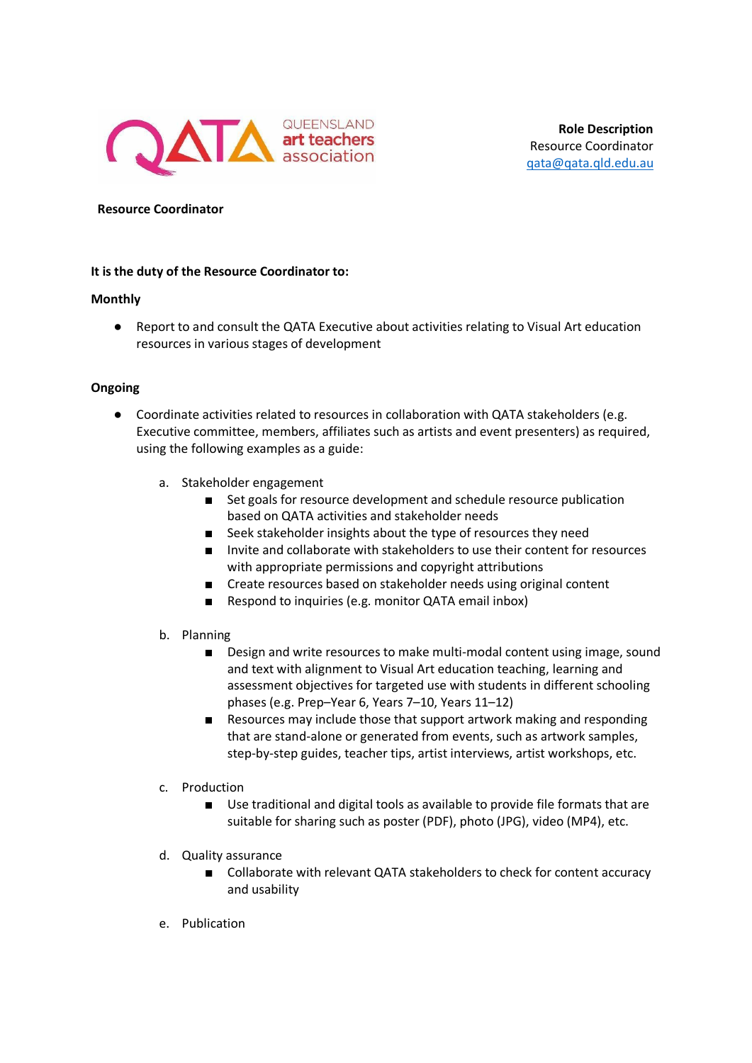QUEENSLAND art teachers association

**Role Description**
Resource Coordinator
qata@qata.qld.edu.au

**Resource Coordinator**

**It is the duty of the Resource Coordinator to:**

**Monthly**

- Report to and consult the QATA Executive about activities relating to Visual Art education resources in various stages of development

**Ongoing**

- Coordinate activities related to resources in collaboration with QATA stakeholders (e.g. Executive committee, members, affiliates such as artists and event presenters) as required, using the following examples as a guide:

  a. Stakeholder engagement
     - Set goals for resource development and schedule resource publication based on QATA activities and stakeholder needs
     - Seek stakeholder insights about the type of resources they need
     - Invite and collaborate with stakeholders to use their content for resources with appropriate permissions and copyright attributions
     - Create resources based on stakeholder needs using original content
     - Respond to inquiries (e.g. monitor QATA email inbox)

  b. Planning
     - Design and write resources to make multi-modal content using image, sound and text with alignment to Visual Art education teaching, learning and assessment objectives for targeted use with students in different schooling phases (e.g. Prep–Year 6, Years 7–10, Years 11–12)
     - Resources may include those that support artwork making and responding that are stand-alone or generated from events, such as artwork samples, step-by-step guides, teacher tips, artist interviews, artist workshops, etc.

  c. Production
     - Use traditional and digital tools as available to provide file formats that are suitable for sharing such as poster (PDF), photo (JPG), video (MP4), etc.

  d. Quality assurance
     - Collaborate with relevant QATA stakeholders to check for content accuracy and usability

  e. Publication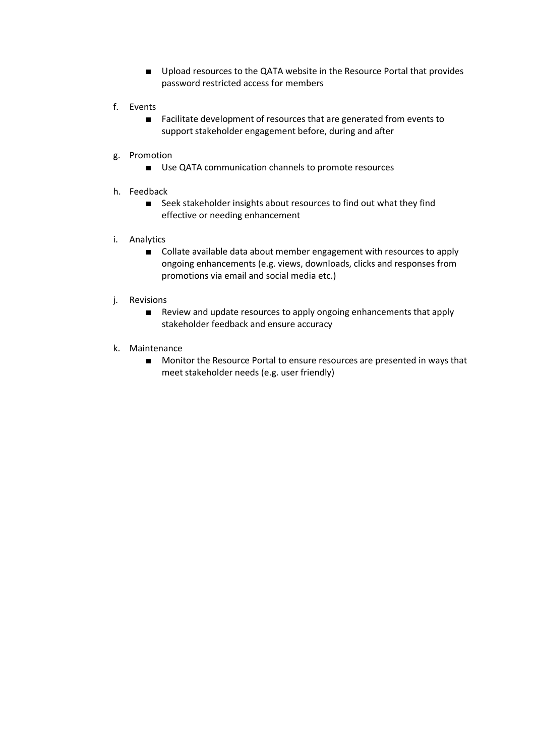- Upload resources to the QATA website in the Resource Portal that provides password restricted access for members

f. Events
    - Facilitate development of resources that are generated from events to support stakeholder engagement before, during and after

g. Promotion
    - Use QATA communication channels to promote resources

h. Feedback
    - Seek stakeholder insights about resources to find out what they find effective or needing enhancement

i. Analytics
    - Collate available data about member engagement with resources to apply ongoing enhancements (e.g. views, downloads, clicks and responses from promotions via email and social media etc.)

j. Revisions
    - Review and update resources to apply ongoing enhancements that apply stakeholder feedback and ensure accuracy

k. Maintenance
    - Monitor the Resource Portal to ensure resources are presented in ways that meet stakeholder needs (e.g. user friendly)